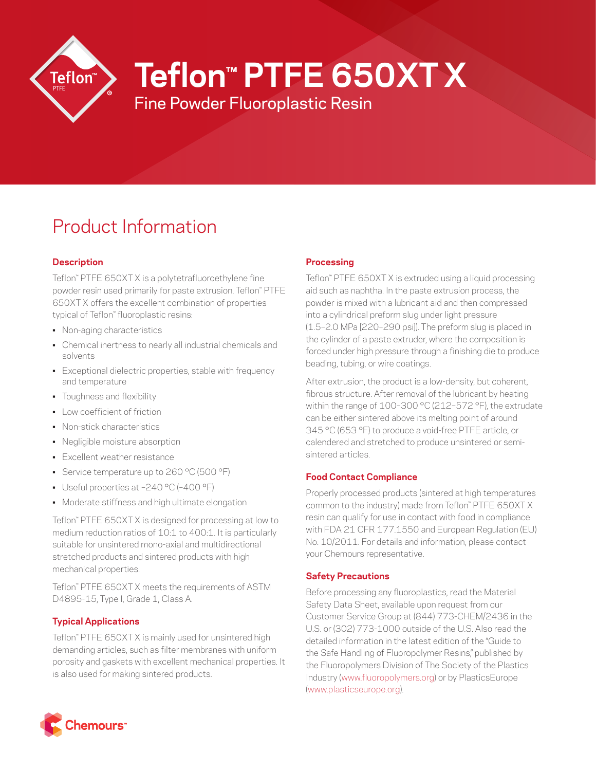# Teflon™ PTFE 650XT X

Fine Powder Fluoroplastic Resin

## Product Information

### Description

Teflon™ PTFE 650XT X is a polytetrafluoroethylene fine powder resin used primarily for paste extrusion. Teflon™ PTFE 650XT X offers the excellent combination of properties typical of Teflon™ fluoroplastic resins:

- Non-aging characteristics
- Chemical inertness to nearly all industrial chemicals and solvents
- Exceptional dielectric properties, stable with frequency and temperature
- Toughness and flexibility
- Low coefficient of friction
- Non-stick characteristics
- Negligible moisture absorption
- Excellent weather resistance
- Service temperature up to 260 °C (500 °F)
- Useful properties at –240 °C (–400 °F)
- Moderate stiffness and high ultimate elongation

Teflon™ PTFE 650XT X is designed for processing at low to medium reduction ratios of 10:1 to 400:1. It is particularly suitable for unsintered mono-axial and multidirectional stretched products and sintered products with high mechanical properties.

Teflon™ PTFE 650XT X meets the requirements of ASTM D4895-15, Type I, Grade 1, Class A.

### Typical Applications

Teflon™ PTFE 650XT X is mainly used for unsintered high demanding articles, such as filter membranes with uniform porosity and gaskets with excellent mechanical properties. It is also used for making sintered products.

### Processing

Teflon™ PTFE 650XT X is extruded using a liquid processing aid such as naphtha. In the paste extrusion process, the powder is mixed with a lubricant aid and then compressed into a cylindrical preform slug under light pressure (1.5–2.0 MPa [220–290 psi]). The preform slug is placed in the cylinder of a paste extruder, where the composition is forced under high pressure through a finishing die to produce beading, tubing, or wire coatings.

After extrusion, the product is a low-density, but coherent, fibrous structure. After removal of the lubricant by heating within the range of 100–300 °C (212–572 °F), the extrudate can be either sintered above its melting point of around 345 °C (653 °F) to produce a void-free PTFE article, or calendered and stretched to produce unsintered or semi-sintered articles.

### Food Contact Compliance

Properly processed products (sintered at high temperatures common to the industry) made from Teflon™ PTFE 650XT X resin can qualify for use in contact with food in compliance with FDA 21 CFR 177.1550 and European Regulation (EU) No. 10/2011. For details and information, please contact your Chemours representative.

### Safety Precautions

Before processing any fluoroplastics, read the Material Safety Data Sheet, available upon request from our Customer Service Group at (844) 773-CHEM/2436 in the U.S. or (302) 773-1000 outside of the U.S. Also read the detailed information in the latest edition of the "Guide to the Safe Handling of Fluoropolymer Resins," published by the Fluoropolymers Division of The Society of the Plastics Industry (www.fluoropolymers.org) or by PlasticsEurope (www.plasticseurope.org).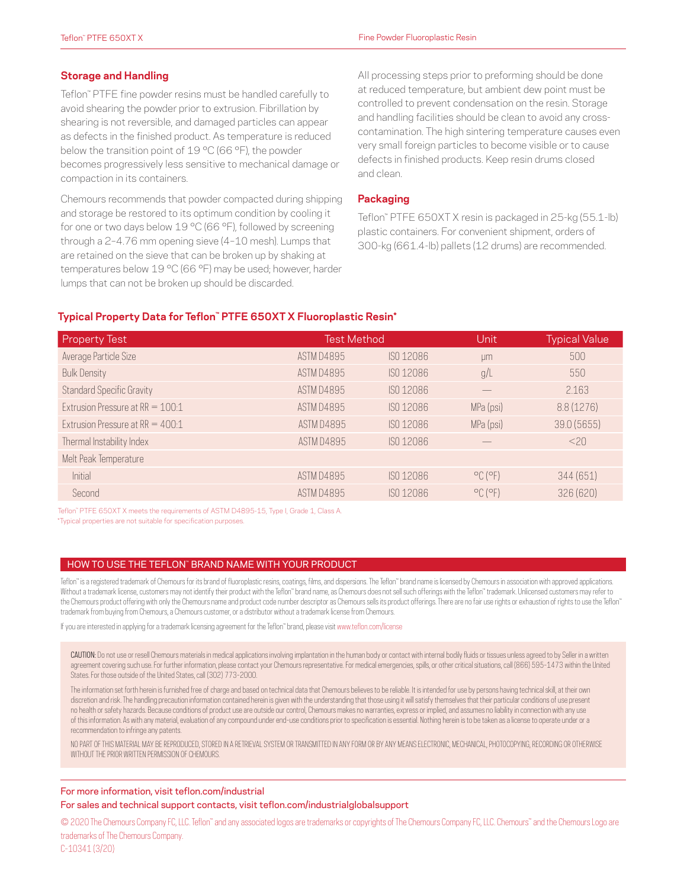## Storage and Handling

Teflon™ PTFE fine powder resins must be handled carefully to avoid shearing the powder prior to extrusion. Fibrillation by shearing is not reversible, and damaged particles can appear as defects in the finished product. As temperature is reduced below the transition point of 19 °C (66 °F), the powder becomes progressively less sensitive to mechanical damage or compaction in its containers.

Chemours recommends that powder compacted during shipping and storage be restored to its optimum condition by cooling it for one or two days below 19 °C (66 °F), followed by screening through a 2–4.76 mm opening sieve (4–10 mesh). Lumps that are retained on the sieve that can be broken up by shaking at temperatures below 19 °C (66 °F) may be used; however, harder lumps that can not be broken up should be discarded.

All processing steps prior to preforming should be done at reduced temperature, but ambient dew point must be controlled to prevent condensation on the resin. Storage and handling facilities should be clean to avoid any cross-contamination. The high sintering temperature causes even very small foreign particles to become visible or to cause defects in finished products. Keep resin drums closed and clean.

## Packaging

Teflon™ PTFE 650XT X resin is packaged in 25-kg (55.1-lb) plastic containers. For convenient shipment, orders of 300-kg (661.4-lb) pallets (12 drums) are recommended.

### Typical Property Data for Teflon™ PTFE 650XT X Fluoroplastic Resin*

| Property Test | Test Method | | Unit | Typical Value |
|---|---|---|---|---|
| Average Particle Size | ASTM D4895 | ISO 12086 | µm | 500 |
| Bulk Density | ASTM D4895 | ISO 12086 | g/L | 550 |
| Standard Specific Gravity | ASTM D4895 | ISO 12086 | — | 2.163 |
| Extrusion Pressure at RR = 100:1 | ASTM D4895 | ISO 12086 | MPa (psi) | 8.8 (1276) |
| Extrusion Pressure at RR = 400:1 | ASTM D4895 | ISO 12086 | MPa (psi) | 39.0 (5655) |
| Thermal Instability Index | ASTM D4895 | ISO 12086 | — | <20 |
| Melt Peak Temperature | | | | |
| Initial | ASTM D4895 | ISO 12086 | °C (°F) | 344 (651) |
| Second | ASTM D4895 | ISO 12086 | °C (°F) | 326 (620) |

Teflon™ PTFE 650XT X meets the requirements of ASTM D4895-15, Type I, Grade 1, Class A.

*Typical properties are not suitable for specification purposes.

## HOW TO USE THE TEFLON™ BRAND NAME WITH YOUR PRODUCT

Teflon™ is a registered trademark of Chemours for its brand of fluoroplastic resins, coatings, films, and dispersions. The Teflon™ brand name is licensed by Chemours in association with approved applications. Without a trademark license, customers may not identify their product with the Teflon™ brand name, as Chemours does not sell such offerings with the Teflon™ trademark. Unlicensed customers may refer to the Chemours product offering with only the Chemours name and product code number descriptor as Chemours sells its product offerings. There are no fair use rights or exhaustion of rights to use the Teflon™ trademark from buying from Chemours, a Chemours customer, or a distributor without a trademark license from Chemours.

If you are interested in applying for a trademark licensing agreement for the Teflon™ brand, please visit www.teflon.com/license

CAUTION: Do not use or resell Chemours materials in medical applications involving implantation in the human body or contact with internal bodily fluids or tissues unless agreed to by Seller in a written agreement covering such use. For further information, please contact your Chemours representative. For medical emergencies, spills, or other critical situations, call (866) 595-1473 within the United States. For those outside of the United States, call (302) 773-2000.

The information set forth herein is furnished free of charge and based on technical data that Chemours believes to be reliable. It is intended for use by persons having technical skill, at their own discretion and risk. The handling precaution information contained herein is given with the understanding that those using it will satisfy themselves that their particular conditions of use present no health or safety hazards. Because conditions of product use are outside our control, Chemours makes no warranties, express or implied, and assumes no liability in connection with any use of this information. As with any material, evaluation of any compound under end-use conditions prior to specification is essential. Nothing herein is to be taken as a license to operate under or a recommendation to infringe any patents.

NO PART OF THIS MATERIAL MAY BE REPRODUCED, STORED IN A RETRIEVAL SYSTEM OR TRANSMITTED IN ANY FORM OR BY ANY MEANS ELECTRONIC, MECHANICAL, PHOTOCOPYING, RECORDING OR OTHERWISE WITHOUT THE PRIOR WRITTEN PERMISSION OF CHEMOURS.

For more information, visit teflon.com/industrial

For sales and technical support contacts, visit teflon.com/industrialglobalsupport

© 2020 The Chemours Company FC, LLC. Teflon™ and any associated logos are trademarks or copyrights of The Chemours Company FC, LLC. Chemours™ and the Chemours Logo are trademarks of The Chemours Company.

C-10341 (3/20)